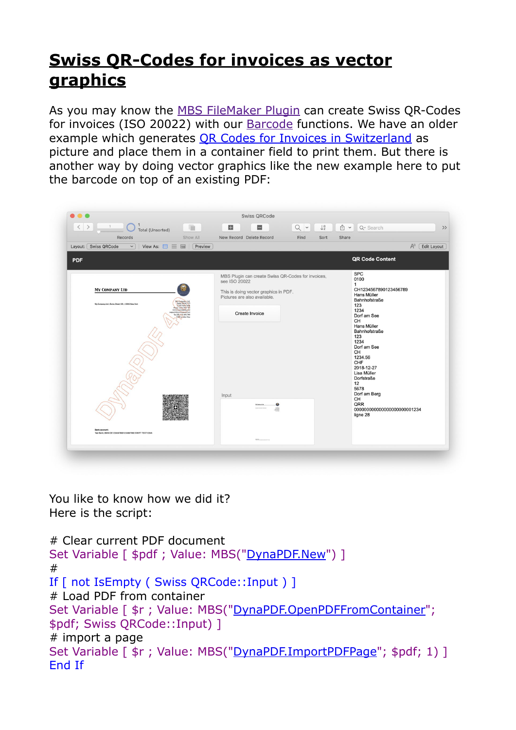# Swiss QR-Codes for invoices as vector graphics

As you may know the MBS FileMaker Plugin can create Swiss QR-Codes for invoices (ISO 20022) with our Barcode functions. We have an older example which generates QR Codes for Invoices in Switzerland as picture and place them in a container field to print them. But there is another way by doing vector graphics like the new example here to put the barcode on top of an existing PDF:

You like to know how we did it?
Here is the script:

```
# Clear current PDF document
Set Variable [ $pdf ; Value: MBS("DynaPDF.New") ]
#
If [ not IsEmpty ( Swiss QRCode::Input ) ]
# Load PDF from container
Set Variable [ $r ; Value: MBS("DynaPDF.OpenPDFFromContainer"; $pdf; Swiss QRCode::Input) ]
# import a page
Set Variable [ $r ; Value: MBS("DynaPDF.ImportPDFPage"; $pdf; 1) ]
End If
```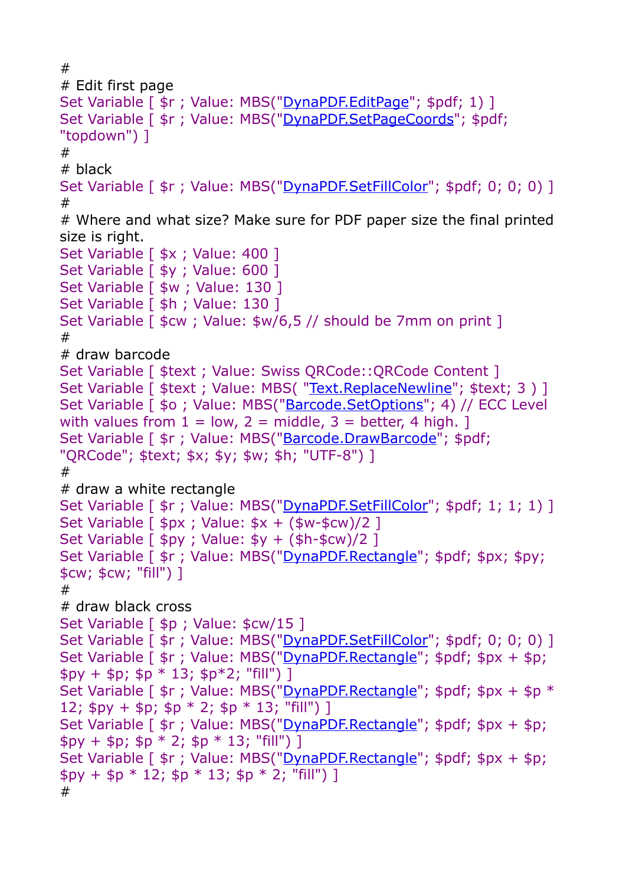```
#
# Edit first page
Set Variable [ $r ; Value: MBS("DynaPDF.EditPage"; $pdf; 1) ]
Set Variable [ $r ; Value: MBS("DynaPDF.SetPageCoords"; $pdf;
"topdown") ]
#
# black
Set Variable [ $r ; Value: MBS("DynaPDF.SetFillColor"; $pdf; 0; 0; 0) ]
#
# Where and what size? Make sure for PDF paper size the final printed
size is right.
Set Variable [ $x ; Value: 400 ]
Set Variable [ $y ; Value: 600 ]
Set Variable [ $w ; Value: 130 ]
Set Variable [ $h ; Value: 130 ]
Set Variable [ $cw ; Value: $w/6,5 // should be 7mm on print ]
#
# draw barcode
Set Variable [ $text ; Value: Swiss QRCode::QRCode Content ]
Set Variable [ $text ; Value: MBS( "Text.ReplaceNewline"; $text; 3 ) ]
Set Variable [ $o ; Value: MBS("Barcode.SetOptions"; 4) // ECC Level
with values from 1 = low, 2 = middle, 3 = better, 4 high. ]
Set Variable [ $r ; Value: MBS("Barcode.DrawBarcode"; $pdf;
"QRCode"; $text; $x; $y; $w; $h; "UTF-8") ]
#
# draw a white rectangle
Set Variable [ $r ; Value: MBS("DynaPDF.SetFillColor"; $pdf; 1; 1; 1) ]
Set Variable [ $px ; Value: $x + ($w-$cw)/2 ]
Set Variable [ $py ; Value: $y + ($h-$cw)/2 ]
Set Variable [ $r ; Value: MBS("DynaPDF.Rectangle"; $pdf; $px; $py;
$cw; $cw; "fill") ]
#
# draw black cross
Set Variable [ $p ; Value: $cw/15 ]
Set Variable [ $r ; Value: MBS("DynaPDF.SetFillColor"; $pdf; 0; 0; 0) ]
Set Variable [ $r ; Value: MBS("DynaPDF.Rectangle"; $pdf; $px + $p;
$py + $p; $p * 13; $p*2; "fill") ]
Set Variable [ $r ; Value: MBS("DynaPDF.Rectangle"; $pdf; $px + $p *
12; $py + $p; $p * 2; $p * 13; "fill") ]
Set Variable [ $r ; Value: MBS("DynaPDF.Rectangle"; $pdf; $px + $p;
$py + $p; $p * 2; $p * 13; "fill") ]
Set Variable [ $r ; Value: MBS("DynaPDF.Rectangle"; $pdf; $px + $p;
$py + $p * 12; $p * 13; $p * 2; "fill") ]
#
```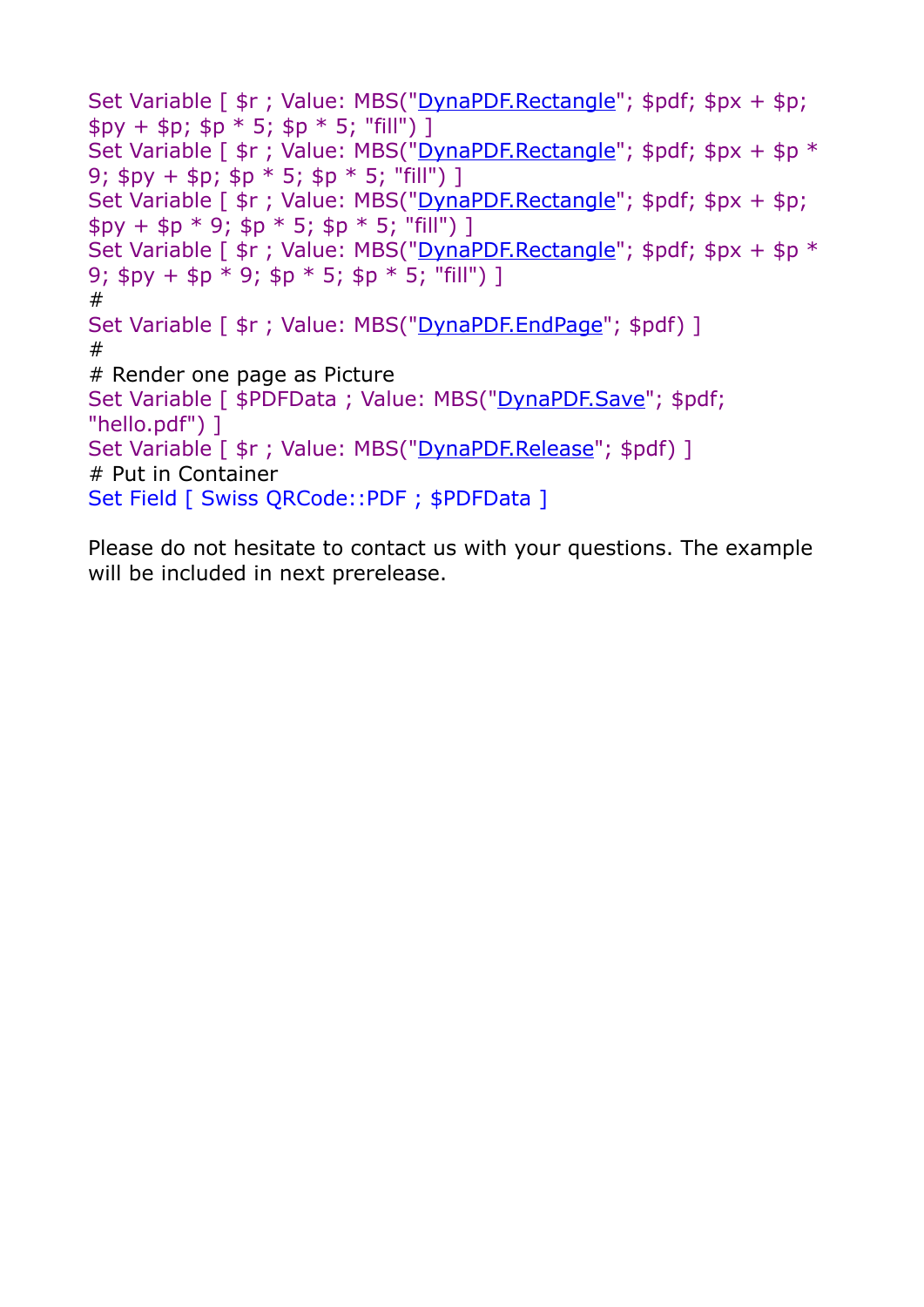```
Set Variable [ $r ; Value: MBS("DynaPDF.Rectangle"; $pdf; $px + $p; $py + $p; $p * 5; $p * 5; "fill") ]
Set Variable [ $r ; Value: MBS("DynaPDF.Rectangle"; $pdf; $px + $p * 9; $py + $p; $p * 5; $p * 5; "fill") ]
Set Variable [ $r ; Value: MBS("DynaPDF.Rectangle"; $pdf; $px + $p; $py + $p * 9; $p * 5; $p * 5; "fill") ]
Set Variable [ $r ; Value: MBS("DynaPDF.Rectangle"; $pdf; $px + $p * 9; $py + $p * 9; $p * 5; $p * 5; "fill") ]
#
Set Variable [ $r ; Value: MBS("DynaPDF.EndPage"; $pdf) ]
#
# Render one page as Picture
Set Variable [ $PDFData ; Value: MBS("DynaPDF.Save"; $pdf; "hello.pdf") ]
Set Variable [ $r ; Value: MBS("DynaPDF.Release"; $pdf) ]
# Put in Container
Set Field [ Swiss QRCode::PDF ; $PDFData ]
```

Please do not hesitate to contact us with your questions. The example will be included in next prerelease.